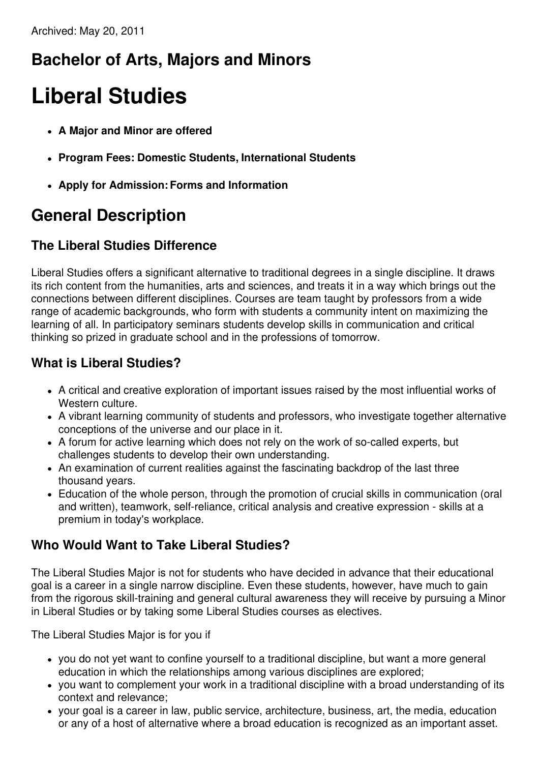Archived: May 20, 2011

## Bachelor of Arts, Majors and Minors

# Liberal Studies

- **A Major and Minor are offered**
- **Program Fees: Domestic Students, International Students**
- **Apply for Admission: Forms and Information**

## General Description

### The Liberal Studies Difference

Liberal Studies offers a significant alternative to traditional degrees in a single discipline. It draws its rich content from the humanities, arts and sciences, and treats it in a way which brings out the connections between different disciplines. Courses are team taught by professors from a wide range of academic backgrounds, who form with students a community intent on maximizing the learning of all. In participatory seminars students develop skills in communication and critical thinking so prized in graduate school and in the professions of tomorrow.

### What is Liberal Studies?

- A critical and creative exploration of important issues raised by the most influential works of Western culture.
- A vibrant learning community of students and professors, who investigate together alternative conceptions of the universe and our place in it.
- A forum for active learning which does not rely on the work of so-called experts, but challenges students to develop their own understanding.
- An examination of current realities against the fascinating backdrop of the last three thousand years.
- Education of the whole person, through the promotion of crucial skills in communication (oral and written), teamwork, self-reliance, critical analysis and creative expression - skills at a premium in today's workplace.

### Who Would Want to Take Liberal Studies?

The Liberal Studies Major is not for students who have decided in advance that their educational goal is a career in a single narrow discipline. Even these students, however, have much to gain from the rigorous skill-training and general cultural awareness they will receive by pursuing a Minor in Liberal Studies or by taking some Liberal Studies courses as electives.

The Liberal Studies Major is for you if

- you do not yet want to confine yourself to a traditional discipline, but want a more general education in which the relationships among various disciplines are explored;
- you want to complement your work in a traditional discipline with a broad understanding of its context and relevance;
- your goal is a career in law, public service, architecture, business, art, the media, education or any of a host of alternative where a broad education is recognized as an important asset.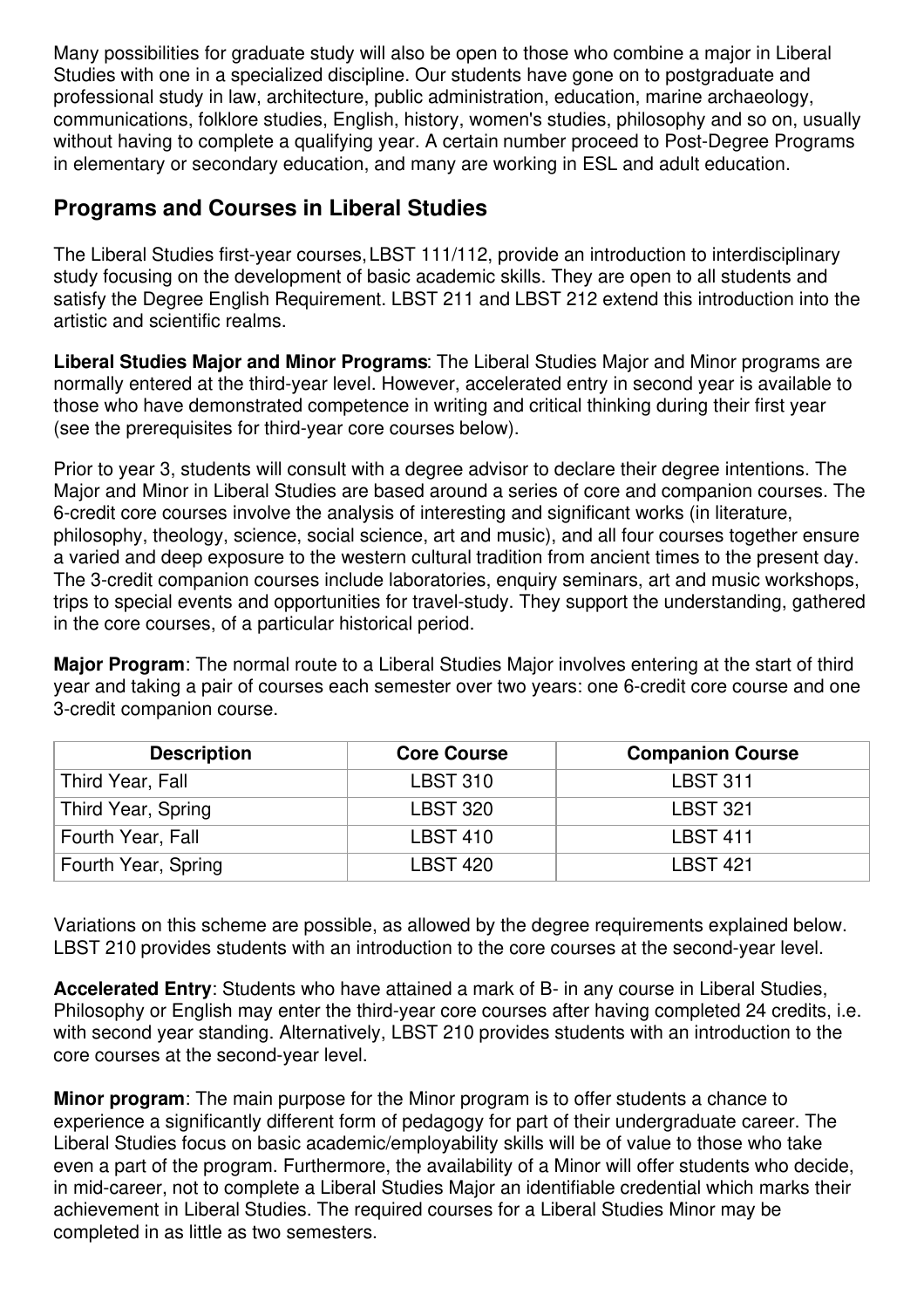Many possibilities for graduate study will also be open to those who combine a major in Liberal Studies with one in a specialized discipline. Our students have gone on to postgraduate and professional study in law, architecture, public administration, education, marine archaeology, communications, folklore studies, English, history, women's studies, philosophy and so on, usually without having to complete a qualifying year. A certain number proceed to Post-Degree Programs in elementary or secondary education, and many are working in ESL and adult education.

## Programs and Courses in Liberal Studies

The Liberal Studies first-year courses, LBST 111/112, provide an introduction to interdisciplinary study focusing on the development of basic academic skills. They are open to all students and satisfy the Degree English Requirement. LBST 211 and LBST 212 extend this introduction into the artistic and scientific realms.

**Liberal Studies Major and Minor Programs**: The Liberal Studies Major and Minor programs are normally entered at the third-year level. However, accelerated entry in second year is available to those who have demonstrated competence in writing and critical thinking during their first year (see the prerequisites for third-year core courses below).

Prior to year 3, students will consult with a degree advisor to declare their degree intentions. The Major and Minor in Liberal Studies are based around a series of core and companion courses. The 6-credit core courses involve the analysis of interesting and significant works (in literature, philosophy, theology, science, social science, art and music), and all four courses together ensure a varied and deep exposure to the western cultural tradition from ancient times to the present day. The 3-credit companion courses include laboratories, enquiry seminars, art and music workshops, trips to special events and opportunities for travel-study. They support the understanding, gathered in the core courses, of a particular historical period.

**Major Program**: The normal route to a Liberal Studies Major involves entering at the start of third year and taking a pair of courses each semester over two years: one 6-credit core course and one 3-credit companion course.

| Description | Core Course | Companion Course |
|---|---|---|
| Third Year, Fall | LBST 310 | LBST 311 |
| Third Year, Spring | LBST 320 | LBST 321 |
| Fourth Year, Fall | LBST 410 | LBST 411 |
| Fourth Year, Spring | LBST 420 | LBST 421 |

Variations on this scheme are possible, as allowed by the degree requirements explained below. LBST 210 provides students with an introduction to the core courses at the second-year level.

**Accelerated Entry**: Students who have attained a mark of B- in any course in Liberal Studies, Philosophy or English may enter the third-year core courses after having completed 24 credits, i.e. with second year standing. Alternatively, LBST 210 provides students with an introduction to the core courses at the second-year level.

**Minor program**: The main purpose for the Minor program is to offer students a chance to experience a significantly different form of pedagogy for part of their undergraduate career. The Liberal Studies focus on basic academic/employability skills will be of value to those who take even a part of the program. Furthermore, the availability of a Minor will offer students who decide, in mid-career, not to complete a Liberal Studies Major an identifiable credential which marks their achievement in Liberal Studies. The required courses for a Liberal Studies Minor may be completed in as little as two semesters.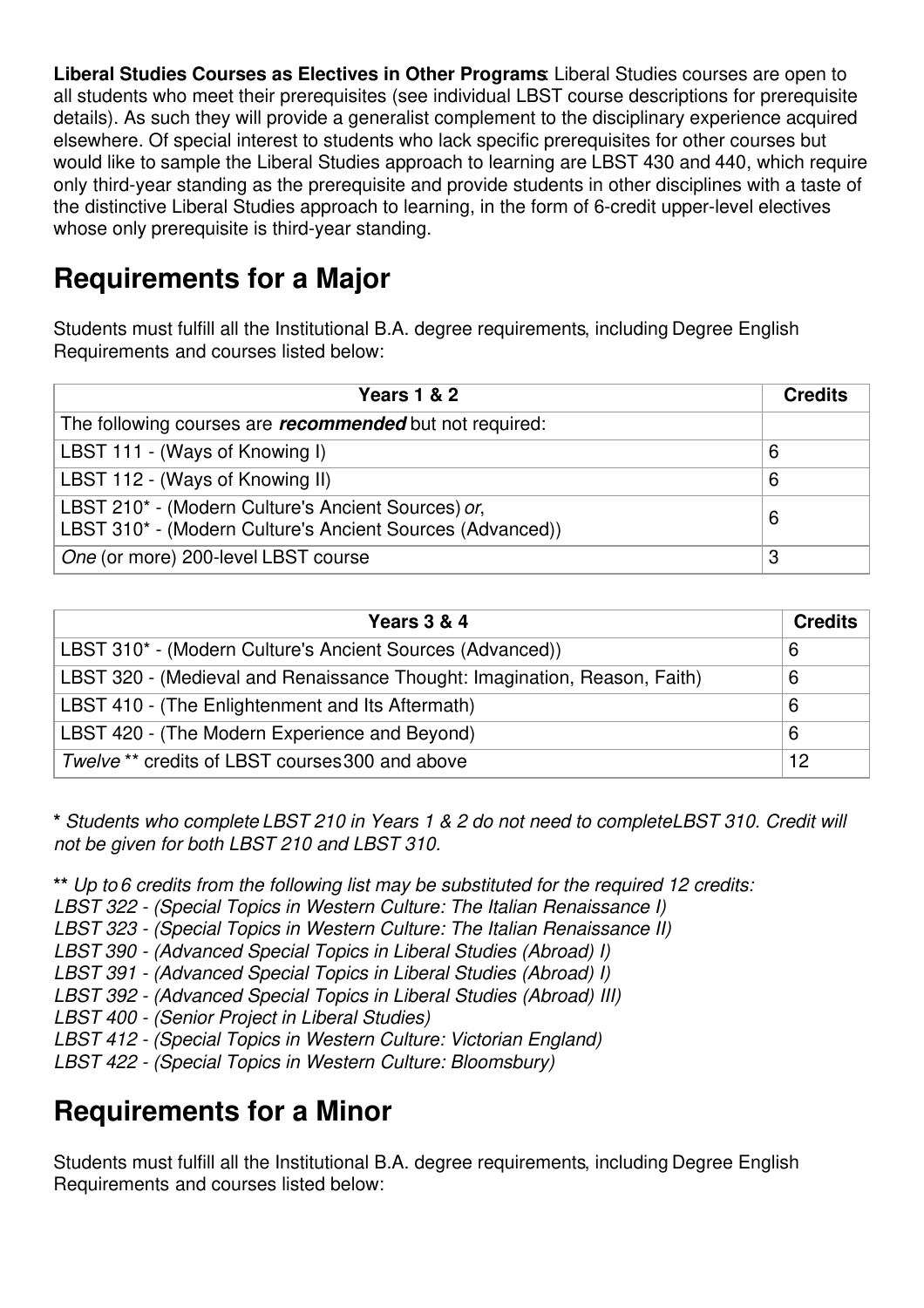**Liberal Studies Courses as Electives in Other Programs**: Liberal Studies courses are open to all students who meet their prerequisites (see individual LBST course descriptions for prerequisite details). As such they will provide a generalist complement to the disciplinary experience acquired elsewhere. Of special interest to students who lack specific prerequisites for other courses but would like to sample the Liberal Studies approach to learning are LBST 430 and 440, which require only third-year standing as the prerequisite and provide students in other disciplines with a taste of the distinctive Liberal Studies approach to learning, in the form of 6-credit upper-level electives whose only prerequisite is third-year standing.

## Requirements for a Major

Students must fulfill all the Institutional B.A. degree requirements, including Degree English Requirements and courses listed below:

| Years 1 & 2 | Credits |
|---|---|
| The following courses are ***recommended*** but not required: | |
| LBST 111 - (Ways of Knowing I) | 6 |
| LBST 112 - (Ways of Knowing II) | 6 |
| LBST 210* - (Modern Culture's Ancient Sources) *or*, LBST 310* - (Modern Culture's Ancient Sources (Advanced)) | 6 |
| *One* (or more) 200-level LBST course | 3 |

| Years 3 & 4 | Credits |
|---|---|
| LBST 310* - (Modern Culture's Ancient Sources (Advanced)) | 6 |
| LBST 320 - (Medieval and Renaissance Thought: Imagination, Reason, Faith) | 6 |
| LBST 410 - (The Enlightenment and Its Aftermath) | 6 |
| LBST 420 - (The Modern Experience and Beyond) | 6 |
| *Twelve* ** credits of LBST courses 300 and above | 12 |

**\*** *Students who complete LBST 210 in Years 1 & 2 do not need to complete LBST 310. Credit will not be given for both LBST 210 and LBST 310.*

**\*\*** *Up to 6 credits from the following list may be substituted for the required 12 credits:*
*LBST 322 - (Special Topics in Western Culture: The Italian Renaissance I)*
*LBST 323 - (Special Topics in Western Culture: The Italian Renaissance II)*
*LBST 390 - (Advanced Special Topics in Liberal Studies (Abroad) I)*
*LBST 391 - (Advanced Special Topics in Liberal Studies (Abroad) I)*
*LBST 392 - (Advanced Special Topics in Liberal Studies (Abroad) III)*
*LBST 400 - (Senior Project in Liberal Studies)*
*LBST 412 - (Special Topics in Western Culture: Victorian England)*
*LBST 422 - (Special Topics in Western Culture: Bloomsbury)*

## Requirements for a Minor

Students must fulfill all the Institutional B.A. degree requirements, including Degree English Requirements and courses listed below: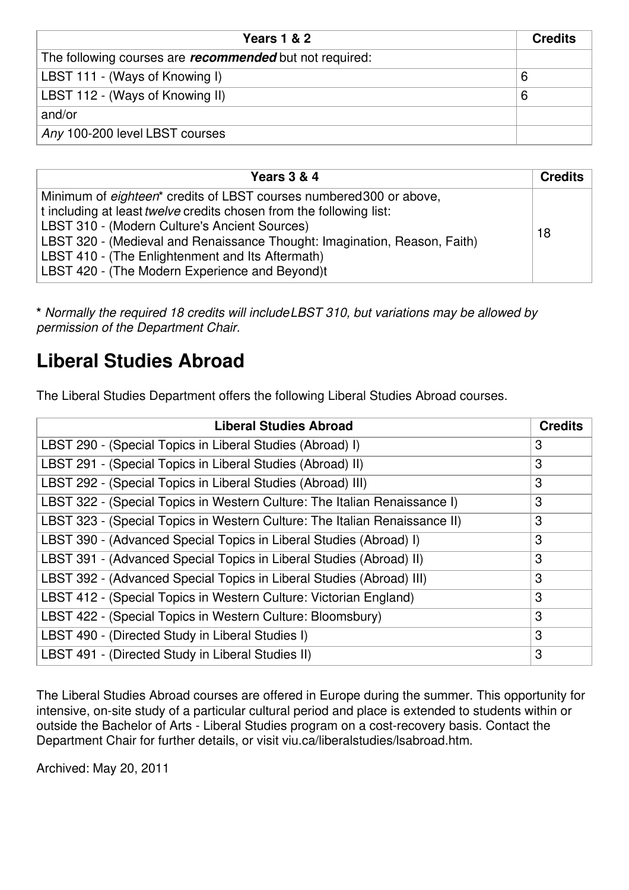| Years 1 & 2 | Credits |
|---|---|
| The following courses are ***recommended*** but not required: | |
| LBST 111 - (Ways of Knowing I) | 6 |
| LBST 112 - (Ways of Knowing II) | 6 |
| and/or | |
| *Any* 100-200 level LBST courses | |

| Years 3 & 4 | Credits |
|---|---|
| Minimum of *eighteen** credits of LBST courses numbered300 or above, t including at least *twelve* credits chosen from the following list: LBST 310 - (Modern Culture's Ancient Sources) LBST 320 - (Medieval and Renaissance Thought: Imagination, Reason, Faith) LBST 410 - (The Enlightenment and Its Aftermath) LBST 420 - (The Modern Experience and Beyond)t | 18 |

**\*** *Normally the required 18 credits will includeLBST 310, but variations may be allowed by permission of the Department Chair.*

## Liberal Studies Abroad

The Liberal Studies Department offers the following Liberal Studies Abroad courses.

| Liberal Studies Abroad | Credits |
|---|---|
| LBST 290 - (Special Topics in Liberal Studies (Abroad) I) | 3 |
| LBST 291 - (Special Topics in Liberal Studies (Abroad) II) | 3 |
| LBST 292 - (Special Topics in Liberal Studies (Abroad) III) | 3 |
| LBST 322 - (Special Topics in Western Culture: The Italian Renaissance I) | 3 |
| LBST 323 - (Special Topics in Western Culture: The Italian Renaissance II) | 3 |
| LBST 390 - (Advanced Special Topics in Liberal Studies (Abroad) I) | 3 |
| LBST 391 - (Advanced Special Topics in Liberal Studies (Abroad) II) | 3 |
| LBST 392 - (Advanced Special Topics in Liberal Studies (Abroad) III) | 3 |
| LBST 412 - (Special Topics in Western Culture: Victorian England) | 3 |
| LBST 422 - (Special Topics in Western Culture: Bloomsbury) | 3 |
| LBST 490 - (Directed Study in Liberal Studies I) | 3 |
| LBST 491 - (Directed Study in Liberal Studies II) | 3 |

The Liberal Studies Abroad courses are offered in Europe during the summer. This opportunity for intensive, on-site study of a particular cultural period and place is extended to students within or outside the Bachelor of Arts - Liberal Studies program on a cost-recovery basis. Contact the Department Chair for further details, or visit viu.ca/liberalstudies/lsabroad.htm.

Archived: May 20, 2011